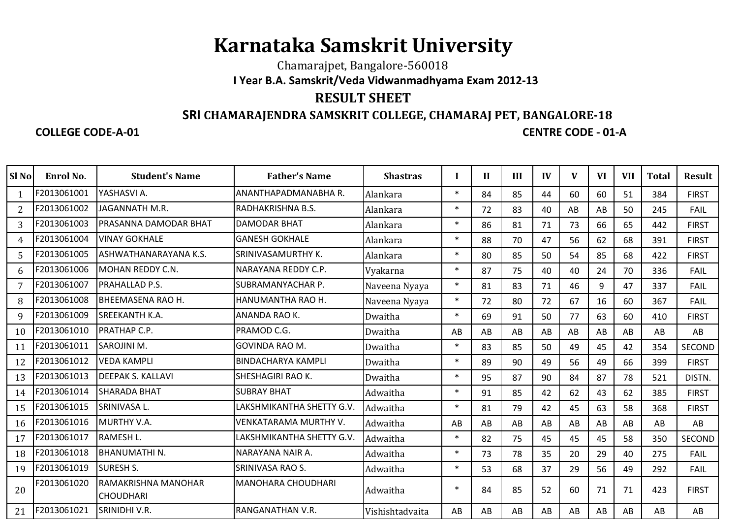# Karnataka Samskrit University

Chamarajpet, Bangalore-560018

**I Year B.A. Samskrit/Veda Vidwanmadhyama Exam 2012-13**

## RESULT SHEET

### SRI CHAMARAJENDRA SAMSKRIT COLLEGE, CHAMARAJ PET, BANGALORE-18

**COLLEGE CODE-A-01** **CENTRE CODE - 01-A**

| Sl No | Enrol No. | Student's Name | Father's Name | Shastras | I | II | III | IV | V | VI | VII | Total | Result |
|---|---|---|---|---|---|---|---|---|---|---|---|---|---|
| 1 | F2013061001 | YASHASVI A. | ANANTHAPADMANABHA R. | Alankara | * | 84 | 85 | 44 | 60 | 60 | 51 | 384 | FIRST |
| 2 | F2013061002 | JAGANNATH M.R. | RADHAKRISHNA B.S. | Alankara | * | 72 | 83 | 40 | AB | AB | 50 | 245 | FAIL |
| 3 | F2013061003 | PRASANNA DAMODAR BHAT | DAMODAR BHAT | Alankara | * | 86 | 81 | 71 | 73 | 66 | 65 | 442 | FIRST |
| 4 | F2013061004 | VINAY GOKHALE | GANESH GOKHALE | Alankara | * | 88 | 70 | 47 | 56 | 62 | 68 | 391 | FIRST |
| 5 | F2013061005 | ASHWATHANARAYANA K.S. | SRINIVASAMURTHY K. | Alankara | * | 80 | 85 | 50 | 54 | 85 | 68 | 422 | FIRST |
| 6 | F2013061006 | MOHAN REDDY C.N. | NARAYANA REDDY C.P. | Vyakarna | * | 87 | 75 | 40 | 40 | 24 | 70 | 336 | FAIL |
| 7 | F2013061007 | PRAHALLAD P.S. | SUBRAMANYACHAR P. | Naveena Nyaya | * | 81 | 83 | 71 | 46 | 9 | 47 | 337 | FAIL |
| 8 | F2013061008 | BHEEMASENA RAO H. | HANUMANTHA RAO H. | Naveena Nyaya | * | 72 | 80 | 72 | 67 | 16 | 60 | 367 | FAIL |
| 9 | F2013061009 | SREEKANTH K.A. | ANANDA RAO K. | Dwaitha | * | 69 | 91 | 50 | 77 | 63 | 60 | 410 | FIRST |
| 10 | F2013061010 | PRATHAP C.P. | PRAMOD C.G. | Dwaitha | AB | AB | AB | AB | AB | AB | AB | AB | AB |
| 11 | F2013061011 | SAROJINI M. | GOVINDA RAO M. | Dwaitha | * | 83 | 85 | 50 | 49 | 45 | 42 | 354 | SECOND |
| 12 | F2013061012 | VEDA KAMPLI | BINDACHARYA KAMPLI | Dwaitha | * | 89 | 90 | 49 | 56 | 49 | 66 | 399 | FIRST |
| 13 | F2013061013 | DEEPAK S. KALLAVI | SHESHAGIRI RAO K. | Dwaitha | * | 95 | 87 | 90 | 84 | 87 | 78 | 521 | DISTN. |
| 14 | F2013061014 | SHARADA BHAT | SUBRAY BHAT | Adwaitha | * | 91 | 85 | 42 | 62 | 43 | 62 | 385 | FIRST |
| 15 | F2013061015 | SRINIVASA L. | LAKSHMIKANTHA SHETTY G.V. | Adwaitha | * | 81 | 79 | 42 | 45 | 63 | 58 | 368 | FIRST |
| 16 | F2013061016 | MURTHY V.A. | VENKATARAMA MURTHY V. | Adwaitha | AB | AB | AB | AB | AB | AB | AB | AB | AB |
| 17 | F2013061017 | RAMESH L. | LAKSHMIKANTHA SHETTY G.V. | Adwaitha | * | 82 | 75 | 45 | 45 | 45 | 58 | 350 | SECOND |
| 18 | F2013061018 | BHANUMATHI N. | NARAYANA NAIR A. | Adwaitha | * | 73 | 78 | 35 | 20 | 29 | 40 | 275 | FAIL |
| 19 | F2013061019 | SURESH S. | SRINIVASA RAO S. | Adwaitha | * | 53 | 68 | 37 | 29 | 56 | 49 | 292 | FAIL |
| 20 | F2013061020 | RAMAKRISHNA MANOHAR CHOUDHARI | MANOHARA CHOUDHARI | Adwaitha | * | 84 | 85 | 52 | 60 | 71 | 71 | 423 | FIRST |
| 21 | F2013061021 | SRINIDHI V.R. | RANGANATHAN V.R. | Vishishtadvaita | AB | AB | AB | AB | AB | AB | AB | AB | AB |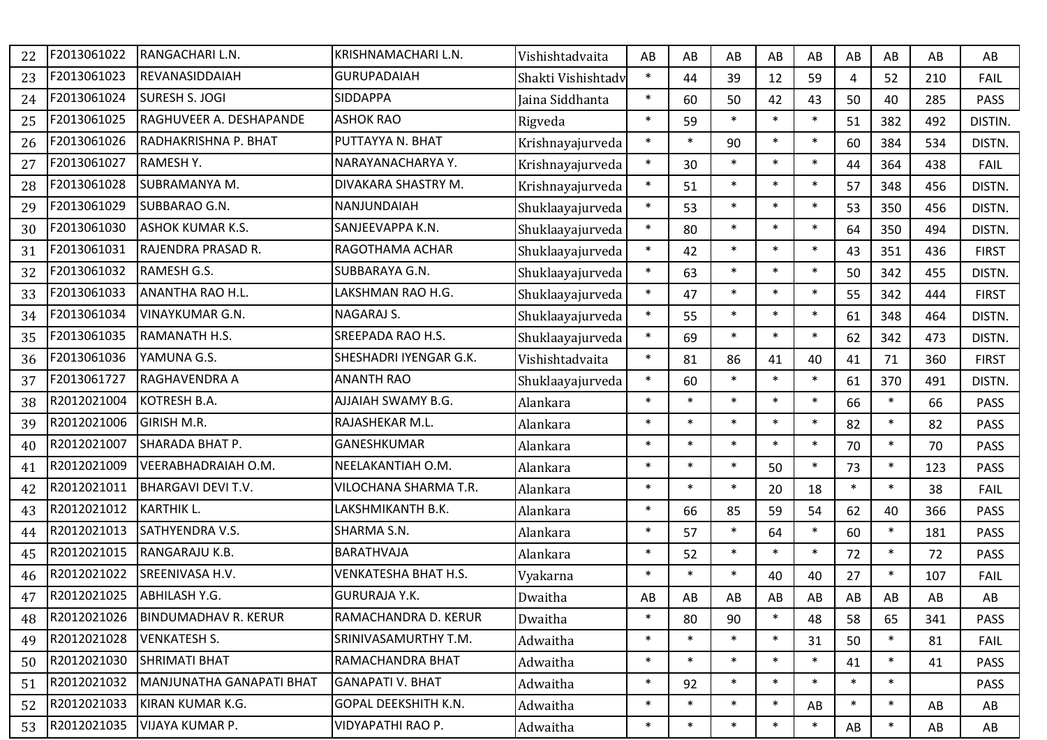| | | | | | | | | | | | | | | |
|---|---|---|---|---|---|---|---|---|---|---|---|---|---|---|
| 22 | F2013061022 | RANGACHARI L.N. | KRISHNAMACHARI L.N. | Vishishtadvaita | AB | AB | AB | AB | AB | AB | AB | AB | AB |
| 23 | F2013061023 | REVANASIDDAIAH | GURUPADAIAH | Shakti Vishishtadv | * | 44 | 39 | 12 | 59 | 4 | 52 | 210 | FAIL |
| 24 | F2013061024 | SURESH S. JOGI | SIDDAPPA | Jaina Siddhanta | * | 60 | 50 | 42 | 43 | 50 | 40 | 285 | PASS |
| 25 | F2013061025 | RAGHUVEER A. DESHAPANDE | ASHOK RAO | Rigveda | * | 59 | * | * | * | 51 | 382 | 492 | DISTIN. |
| 26 | F2013061026 | RADHAKRISHNA P. BHAT | PUTTAYYA N. BHAT | Krishnayajurveda | * | * | 90 | * | * | 60 | 384 | 534 | DISTN. |
| 27 | F2013061027 | RAMESH Y. | NARAYANACHARYA Y. | Krishnayajurveda | * | 30 | * | * | * | 44 | 364 | 438 | FAIL |
| 28 | F2013061028 | SUBRAMANYA M. | DIVAKARA SHASTRY M. | Krishnayajurveda | * | 51 | * | * | * | 57 | 348 | 456 | DISTN. |
| 29 | F2013061029 | SUBBARAO G.N. | NANJUNDAIAH | Shuklaayajurveda | * | 53 | * | * | * | 53 | 350 | 456 | DISTN. |
| 30 | F2013061030 | ASHOK KUMAR K.S. | SANJEEVAPPA K.N. | Shuklaayajurveda | * | 80 | * | * | * | 64 | 350 | 494 | DISTN. |
| 31 | F2013061031 | RAJENDRA PRASAD R. | RAGOTHAMA ACHAR | Shuklaayajurveda | * | 42 | * | * | * | 43 | 351 | 436 | FIRST |
| 32 | F2013061032 | RAMESH G.S. | SUBBARAYA G.N. | Shuklaayajurveda | * | 63 | * | * | * | 50 | 342 | 455 | DISTN. |
| 33 | F2013061033 | ANANTHA RAO H.L. | LAKSHMAN RAO H.G. | Shuklaayajurveda | * | 47 | * | * | * | 55 | 342 | 444 | FIRST |
| 34 | F2013061034 | VINAYKUMAR G.N. | NAGARAJ S. | Shuklaayajurveda | * | 55 | * | * | * | 61 | 348 | 464 | DISTN. |
| 35 | F2013061035 | RAMANATH H.S. | SREEPADA RAO H.S. | Shuklaayajurveda | * | 69 | * | * | * | 62 | 342 | 473 | DISTN. |
| 36 | F2013061036 | YAMUNA G.S. | SHESHADRI IYENGAR G.K. | Vishishtadvaita | * | 81 | 86 | 41 | 40 | 41 | 71 | 360 | FIRST |
| 37 | F2013061727 | RAGHAVENDRA A | ANANTH RAO | Shuklaayajurveda | * | 60 | * | * | * | 61 | 370 | 491 | DISTN. |
| 38 | R2012021004 | KOTRESH B.A. | AJJAIAH SWAMY B.G. | Alankara | * | * | * | * | * | 66 | * | 66 | PASS |
| 39 | R2012021006 | GIRISH M.R. | RAJASHEKAR M.L. | Alankara | * | * | * | * | * | 82 | * | 82 | PASS |
| 40 | R2012021007 | SHARADA BHAT P. | GANESHKUMAR | Alankara | * | * | * | * | * | 70 | * | 70 | PASS |
| 41 | R2012021009 | VEERABHADRAIAH O.M. | NEELAKANTIAH O.M. | Alankara | * | * | * | 50 | * | 73 | * | 123 | PASS |
| 42 | R2012021011 | BHARGAVI DEVI T.V. | VILOCHANA SHARMA T.R. | Alankara | * | * | * | 20 | 18 | * | * | 38 | FAIL |
| 43 | R2012021012 | KARTHIK L. | LAKSHMIKANTH B.K. | Alankara | * | 66 | 85 | 59 | 54 | 62 | 40 | 366 | PASS |
| 44 | R2012021013 | SATHYENDRA V.S. | SHARMA S.N. | Alankara | * | 57 | * | 64 | * | 60 | * | 181 | PASS |
| 45 | R2012021015 | RANGARAJU K.B. | BARATHVAJA | Alankara | * | 52 | * | * | * | 72 | * | 72 | PASS |
| 46 | R2012021022 | SREENIVASA H.V. | VENKATESHA BHAT H.S. | Vyakarna | * | * | * | 40 | 40 | 27 | * | 107 | FAIL |
| 47 | R2012021025 | ABHILASH Y.G. | GURURAJA Y.K. | Dwaitha | AB | AB | AB | AB | AB | AB | AB | AB | AB |
| 48 | R2012021026 | BINDUMADHAV R. KERUR | RAMACHANDRA D. KERUR | Dwaitha | * | 80 | 90 | * | 48 | 58 | 65 | 341 | PASS |
| 49 | R2012021028 | VENKATESH S. | SRINIVASAMURTHY T.M. | Adwaitha | * | * | * | * | 31 | 50 | * | 81 | FAIL |
| 50 | R2012021030 | SHRIMATI BHAT | RAMACHANDRA BHAT | Adwaitha | * | * | * | * | * | 41 | * | 41 | PASS |
| 51 | R2012021032 | MANJUNATHA GANAPATI BHAT | GANAPATI V. BHAT | Adwaitha | * | 92 | * | * | * | * | * | | PASS |
| 52 | R2012021033 | KIRAN KUMAR K.G. | GOPAL DEEKSHITH K.N. | Adwaitha | * | * | * | * | AB | * | * | AB | AB |
| 53 | R2012021035 | VIJAYA KUMAR P. | VIDYAPATHI RAO P. | Adwaitha | * | * | * | * | * | AB | * | AB | AB |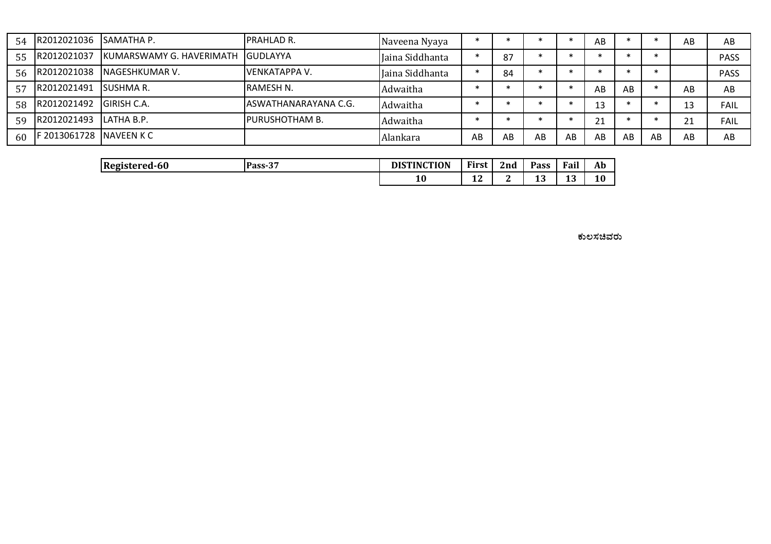| | | | | | | | | | | | | | |
|---|---|---|---|---|---|---|---|---|---|---|---|---|---|
| 54 | R2012021036 | SAMATHA P. | PRAHLAD R. | Naveena Nyaya | * | * | * | * | AB | * | * | AB | AB |
| 55 | R2012021037 | KUMARSWAMY G. HAVERIMATH | GUDLAYYA | Jaina Siddhanta | * | 87 | * | * | * | * | * | | PASS |
| 56 | R2012021038 | NAGESHKUMAR V. | VENKATAPPA V. | Jaina Siddhanta | * | 84 | * | * | * | * | * | | PASS |
| 57 | R2012021491 | SUSHMA R. | RAMESH N. | Adwaitha | * | * | * | * | AB | AB | * | AB | AB |
| 58 | R2012021492 | GIRISH C.A. | ASWATHANARAYANA C.G. | Adwaitha | * | * | * | * | 13 | * | * | 13 | FAIL |
| 59 | R2012021493 | LATHA B.P. | PURUSHOTHAM B. | Adwaitha | * | * | * | * | 21 | * | * | 21 | FAIL |
| 60 | F 2013061728 | NAVEEN K C | | Alankara | AB | AB | AB | AB | AB | AB | AB | AB | AB |

| Registered-60 | Pass-37 | DISTINCTION | First | 2nd | Pass | Fail | Ab |
|---|---|---|---|---|---|---|---|
| | | 10 | 12 | 2 | 13 | 13 | 10 |

ಕುಲಸಚಿವರು